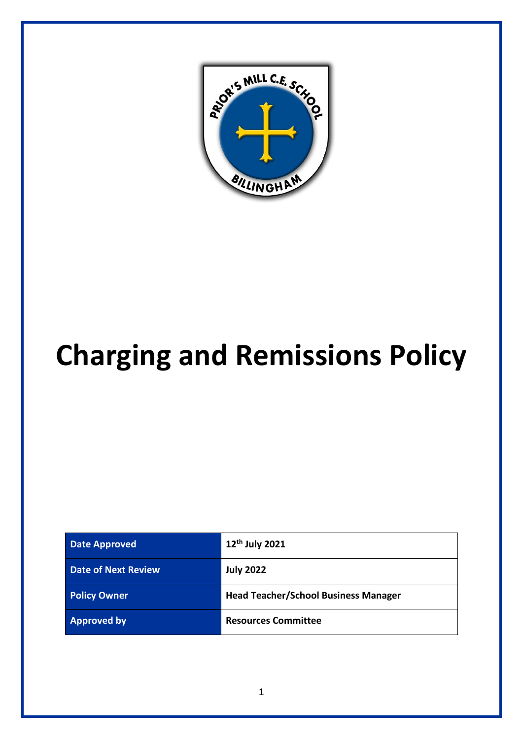# Charging and Remissions Policy

| Date Approved | 12th July 2021 |
| --- | --- |
| Date of Next Review | July 2022 |
| Policy Owner | Head Teacher/School Business Manager |
| Approved by | Resources Committee |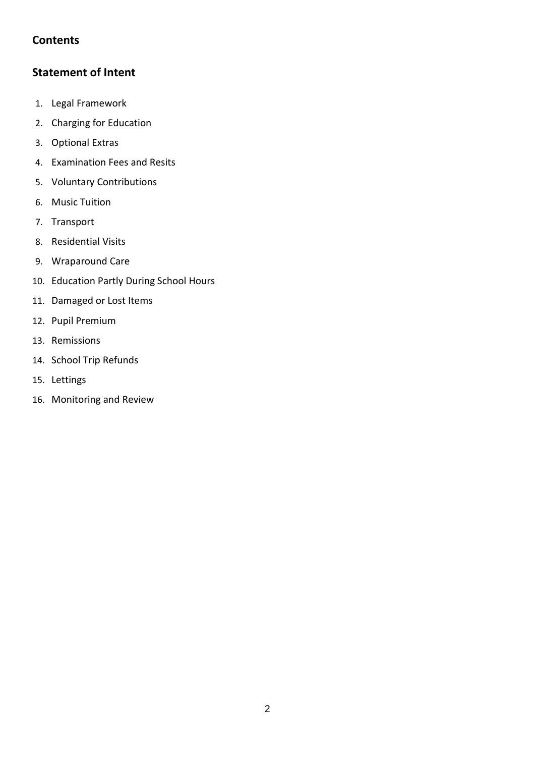## Contents

## Statement of Intent

1. Legal Framework
2. Charging for Education
3. Optional Extras
4. Examination Fees and Resits
5. Voluntary Contributions
6. Music Tuition
7. Transport
8. Residential Visits
9. Wraparound Care
10. Education Partly During School Hours
11. Damaged or Lost Items
12. Pupil Premium
13. Remissions
14. School Trip Refunds
15. Lettings
16. Monitoring and Review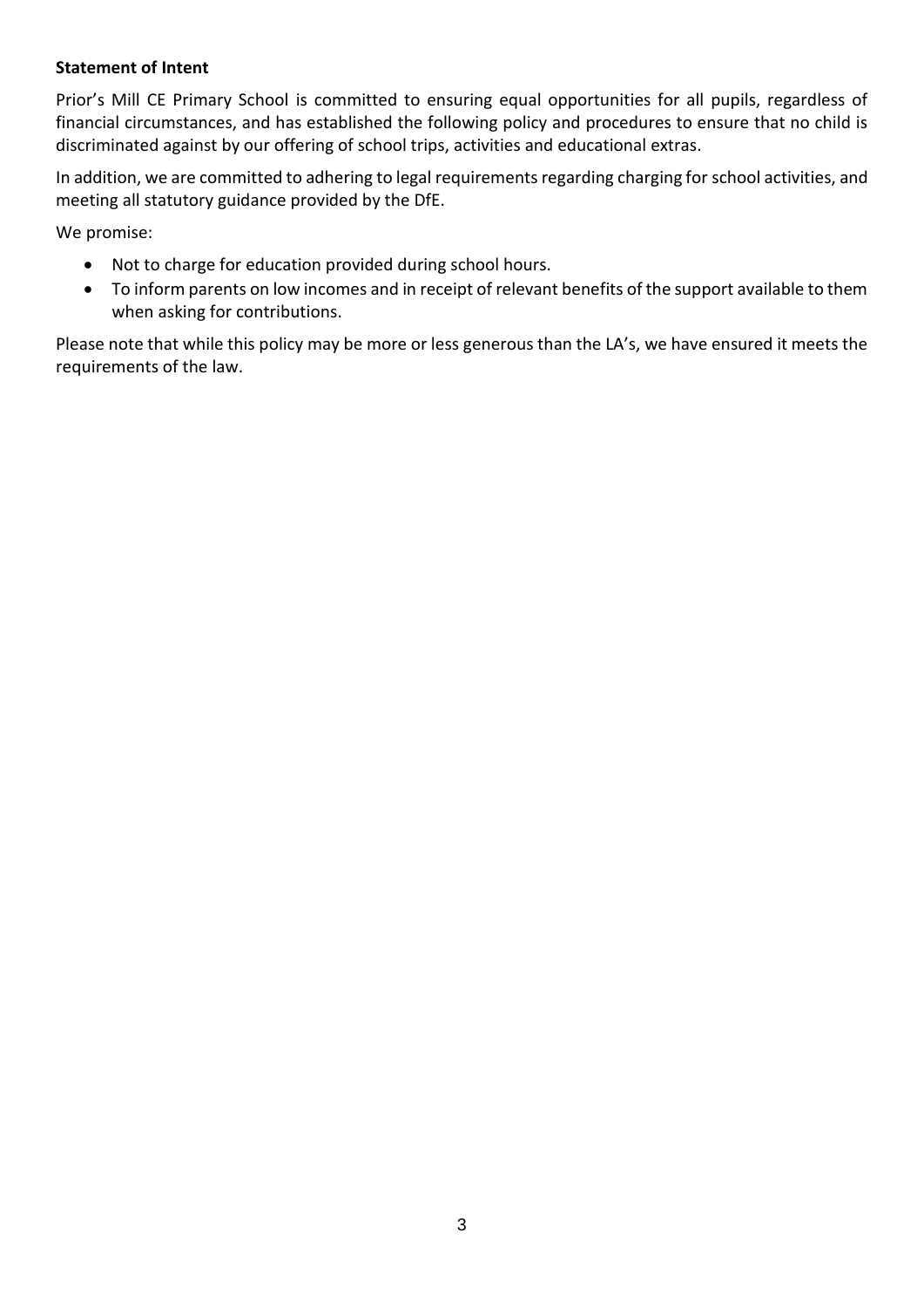**Statement of Intent**

Prior's Mill CE Primary School is committed to ensuring equal opportunities for all pupils, regardless of financial circumstances, and has established the following policy and procedures to ensure that no child is discriminated against by our offering of school trips, activities and educational extras.

In addition, we are committed to adhering to legal requirements regarding charging for school activities, and meeting all statutory guidance provided by the DfE.

We promise:

- Not to charge for education provided during school hours.
- To inform parents on low incomes and in receipt of relevant benefits of the support available to them when asking for contributions.

Please note that while this policy may be more or less generous than the LA's, we have ensured it meets the requirements of the law.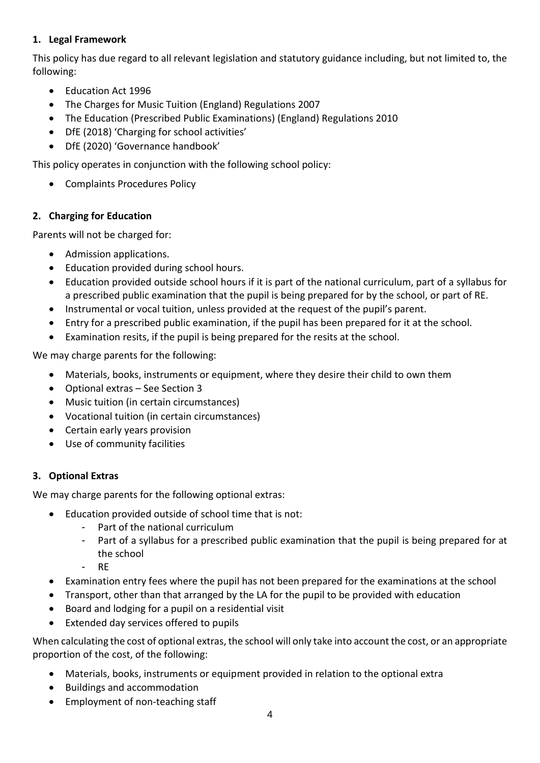## 1. Legal Framework

This policy has due regard to all relevant legislation and statutory guidance including, but not limited to, the following:

- Education Act 1996
- The Charges for Music Tuition (England) Regulations 2007
- The Education (Prescribed Public Examinations) (England) Regulations 2010
- DfE (2018) 'Charging for school activities'
- DfE (2020) 'Governance handbook'

This policy operates in conjunction with the following school policy:

- Complaints Procedures Policy

## 2. Charging for Education

Parents will not be charged for:

- Admission applications.
- Education provided during school hours.
- Education provided outside school hours if it is part of the national curriculum, part of a syllabus for a prescribed public examination that the pupil is being prepared for by the school, or part of RE.
- Instrumental or vocal tuition, unless provided at the request of the pupil's parent.
- Entry for a prescribed public examination, if the pupil has been prepared for it at the school.
- Examination resits, if the pupil is being prepared for the resits at the school.

We may charge parents for the following:

- Materials, books, instruments or equipment, where they desire their child to own them
- Optional extras – See Section 3
- Music tuition (in certain circumstances)
- Vocational tuition (in certain circumstances)
- Certain early years provision
- Use of community facilities

## 3. Optional Extras

We may charge parents for the following optional extras:

- Education provided outside of school time that is not:
  - Part of the national curriculum
  - Part of a syllabus for a prescribed public examination that the pupil is being prepared for at the school
  - RE
- Examination entry fees where the pupil has not been prepared for the examinations at the school
- Transport, other than that arranged by the LA for the pupil to be provided with education
- Board and lodging for a pupil on a residential visit
- Extended day services offered to pupils

When calculating the cost of optional extras, the school will only take into account the cost, or an appropriate proportion of the cost, of the following:

- Materials, books, instruments or equipment provided in relation to the optional extra
- Buildings and accommodation
- Employment of non-teaching staff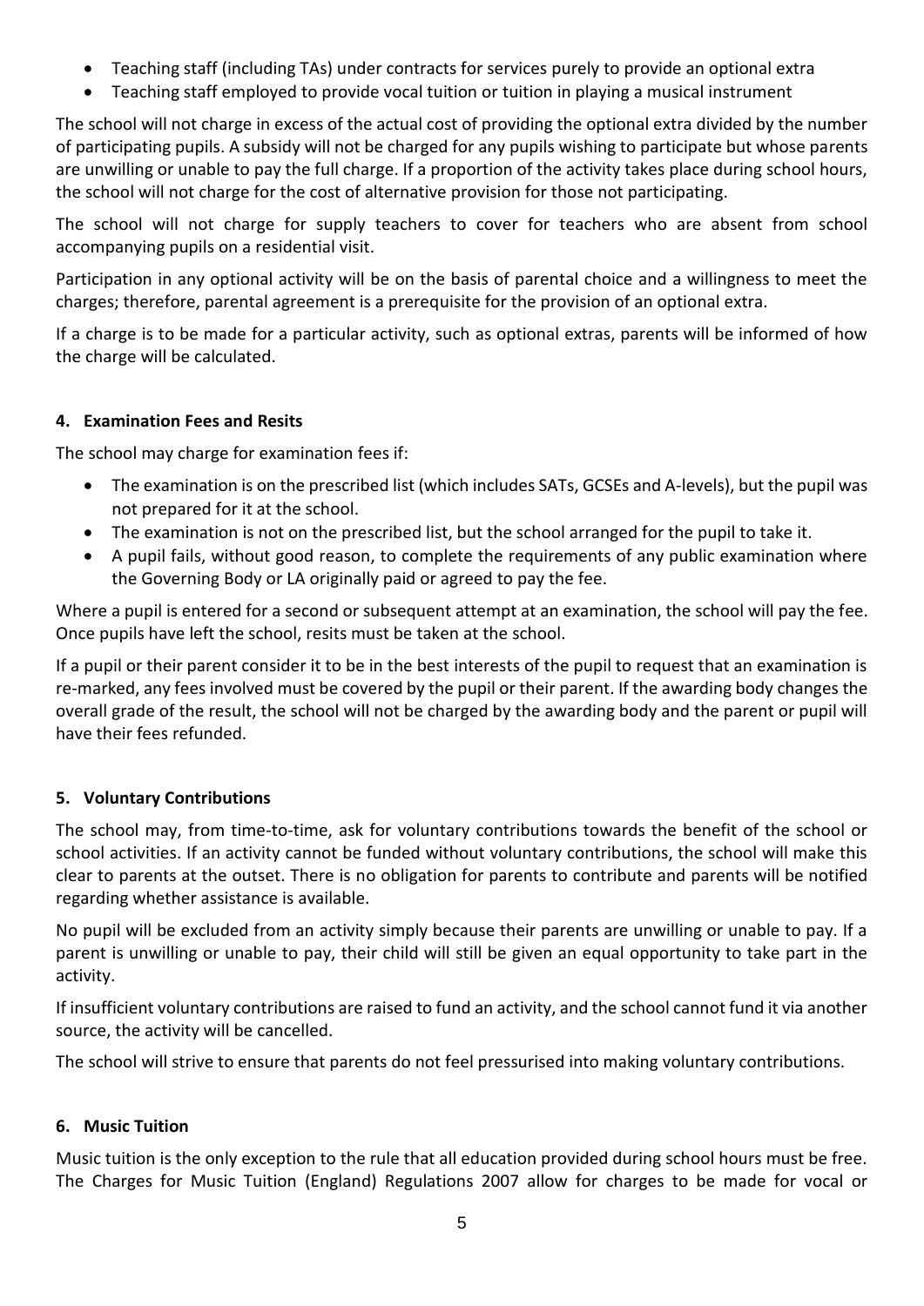- Teaching staff (including TAs) under contracts for services purely to provide an optional extra
- Teaching staff employed to provide vocal tuition or tuition in playing a musical instrument

The school will not charge in excess of the actual cost of providing the optional extra divided by the number of participating pupils. A subsidy will not be charged for any pupils wishing to participate but whose parents are unwilling or unable to pay the full charge. If a proportion of the activity takes place during school hours, the school will not charge for the cost of alternative provision for those not participating.

The school will not charge for supply teachers to cover for teachers who are absent from school accompanying pupils on a residential visit.

Participation in any optional activity will be on the basis of parental choice and a willingness to meet the charges; therefore, parental agreement is a prerequisite for the provision of an optional extra.

If a charge is to be made for a particular activity, such as optional extras, parents will be informed of how the charge will be calculated.

## 4. Examination Fees and Resits

The school may charge for examination fees if:

- The examination is on the prescribed list (which includes SATs, GCSEs and A-levels), but the pupil was not prepared for it at the school.
- The examination is not on the prescribed list, but the school arranged for the pupil to take it.
- A pupil fails, without good reason, to complete the requirements of any public examination where the Governing Body or LA originally paid or agreed to pay the fee.

Where a pupil is entered for a second or subsequent attempt at an examination, the school will pay the fee. Once pupils have left the school, resits must be taken at the school.

If a pupil or their parent consider it to be in the best interests of the pupil to request that an examination is re-marked, any fees involved must be covered by the pupil or their parent. If the awarding body changes the overall grade of the result, the school will not be charged by the awarding body and the parent or pupil will have their fees refunded.

## 5. Voluntary Contributions

The school may, from time-to-time, ask for voluntary contributions towards the benefit of the school or school activities. If an activity cannot be funded without voluntary contributions, the school will make this clear to parents at the outset. There is no obligation for parents to contribute and parents will be notified regarding whether assistance is available.

No pupil will be excluded from an activity simply because their parents are unwilling or unable to pay. If a parent is unwilling or unable to pay, their child will still be given an equal opportunity to take part in the activity.

If insufficient voluntary contributions are raised to fund an activity, and the school cannot fund it via another source, the activity will be cancelled.

The school will strive to ensure that parents do not feel pressurised into making voluntary contributions.

## 6. Music Tuition

Music tuition is the only exception to the rule that all education provided during school hours must be free. The Charges for Music Tuition (England) Regulations 2007 allow for charges to be made for vocal or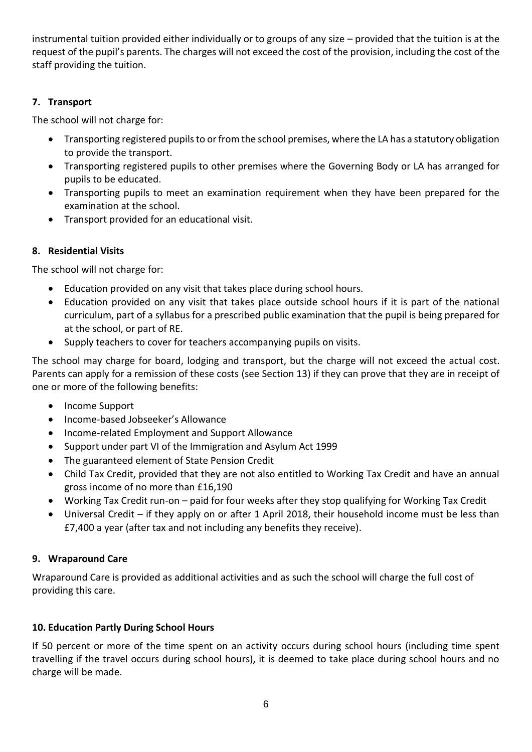instrumental tuition provided either individually or to groups of any size – provided that the tuition is at the request of the pupil's parents. The charges will not exceed the cost of the provision, including the cost of the staff providing the tuition.

## 7. Transport

The school will not charge for:

- Transporting registered pupils to or from the school premises, where the LA has a statutory obligation to provide the transport.
- Transporting registered pupils to other premises where the Governing Body or LA has arranged for pupils to be educated.
- Transporting pupils to meet an examination requirement when they have been prepared for the examination at the school.
- Transport provided for an educational visit.

## 8. Residential Visits

The school will not charge for:

- Education provided on any visit that takes place during school hours.
- Education provided on any visit that takes place outside school hours if it is part of the national curriculum, part of a syllabus for a prescribed public examination that the pupil is being prepared for at the school, or part of RE.
- Supply teachers to cover for teachers accompanying pupils on visits.

The school may charge for board, lodging and transport, but the charge will not exceed the actual cost. Parents can apply for a remission of these costs (see Section 13) if they can prove that they are in receipt of one or more of the following benefits:

- Income Support
- Income-based Jobseeker's Allowance
- Income-related Employment and Support Allowance
- Support under part VI of the Immigration and Asylum Act 1999
- The guaranteed element of State Pension Credit
- Child Tax Credit, provided that they are not also entitled to Working Tax Credit and have an annual gross income of no more than £16,190
- Working Tax Credit run-on – paid for four weeks after they stop qualifying for Working Tax Credit
- Universal Credit – if they apply on or after 1 April 2018, their household income must be less than £7,400 a year (after tax and not including any benefits they receive).

## 9. Wraparound Care

Wraparound Care is provided as additional activities and as such the school will charge the full cost of providing this care.

## 10. Education Partly During School Hours

If 50 percent or more of the time spent on an activity occurs during school hours (including time spent travelling if the travel occurs during school hours), it is deemed to take place during school hours and no charge will be made.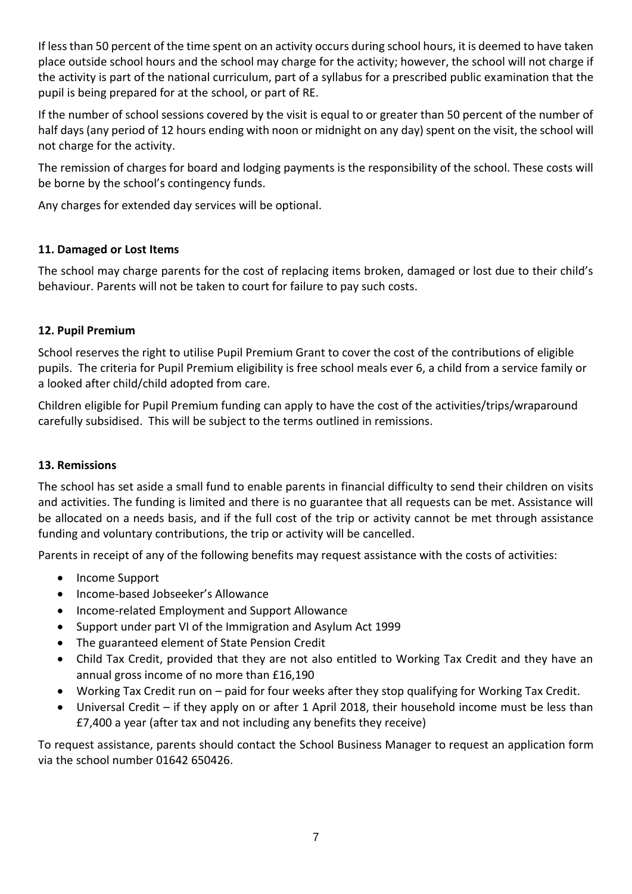If less than 50 percent of the time spent on an activity occurs during school hours, it is deemed to have taken place outside school hours and the school may charge for the activity; however, the school will not charge if the activity is part of the national curriculum, part of a syllabus for a prescribed public examination that the pupil is being prepared for at the school, or part of RE.

If the number of school sessions covered by the visit is equal to or greater than 50 percent of the number of half days (any period of 12 hours ending with noon or midnight on any day) spent on the visit, the school will not charge for the activity.

The remission of charges for board and lodging payments is the responsibility of the school. These costs will be borne by the school's contingency funds.

Any charges for extended day services will be optional.

### 11. Damaged or Lost Items

The school may charge parents for the cost of replacing items broken, damaged or lost due to their child's behaviour. Parents will not be taken to court for failure to pay such costs.

### 12. Pupil Premium

School reserves the right to utilise Pupil Premium Grant to cover the cost of the contributions of eligible pupils. The criteria for Pupil Premium eligibility is free school meals ever 6, a child from a service family or a looked after child/child adopted from care.

Children eligible for Pupil Premium funding can apply to have the cost of the activities/trips/wraparound carefully subsidised. This will be subject to the terms outlined in remissions.

### 13. Remissions

The school has set aside a small fund to enable parents in financial difficulty to send their children on visits and activities. The funding is limited and there is no guarantee that all requests can be met. Assistance will be allocated on a needs basis, and if the full cost of the trip or activity cannot be met through assistance funding and voluntary contributions, the trip or activity will be cancelled.

Parents in receipt of any of the following benefits may request assistance with the costs of activities:

- Income Support
- Income-based Jobseeker's Allowance
- Income-related Employment and Support Allowance
- Support under part VI of the Immigration and Asylum Act 1999
- The guaranteed element of State Pension Credit
- Child Tax Credit, provided that they are not also entitled to Working Tax Credit and they have an annual gross income of no more than £16,190
- Working Tax Credit run on – paid for four weeks after they stop qualifying for Working Tax Credit.
- Universal Credit – if they apply on or after 1 April 2018, their household income must be less than £7,400 a year (after tax and not including any benefits they receive)

To request assistance, parents should contact the School Business Manager to request an application form via the school number 01642 650426.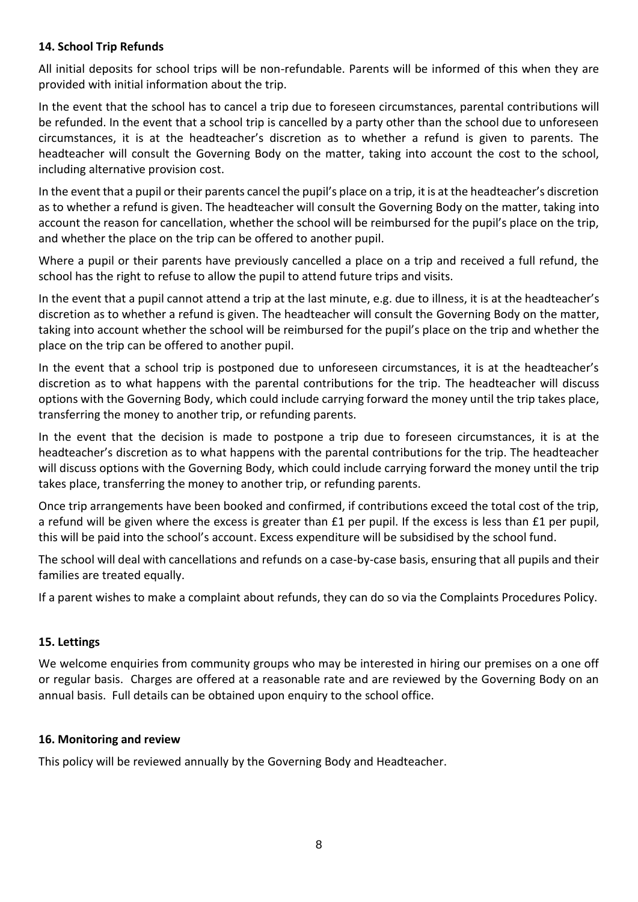### 14. School Trip Refunds

All initial deposits for school trips will be non-refundable. Parents will be informed of this when they are provided with initial information about the trip.

In the event that the school has to cancel a trip due to foreseen circumstances, parental contributions will be refunded. In the event that a school trip is cancelled by a party other than the school due to unforeseen circumstances, it is at the headteacher's discretion as to whether a refund is given to parents. The headteacher will consult the Governing Body on the matter, taking into account the cost to the school, including alternative provision cost.

In the event that a pupil or their parents cancel the pupil's place on a trip, it is at the headteacher's discretion as to whether a refund is given. The headteacher will consult the Governing Body on the matter, taking into account the reason for cancellation, whether the school will be reimbursed for the pupil's place on the trip, and whether the place on the trip can be offered to another pupil.

Where a pupil or their parents have previously cancelled a place on a trip and received a full refund, the school has the right to refuse to allow the pupil to attend future trips and visits.

In the event that a pupil cannot attend a trip at the last minute, e.g. due to illness, it is at the headteacher's discretion as to whether a refund is given. The headteacher will consult the Governing Body on the matter, taking into account whether the school will be reimbursed for the pupil's place on the trip and whether the place on the trip can be offered to another pupil.

In the event that a school trip is postponed due to unforeseen circumstances, it is at the headteacher's discretion as to what happens with the parental contributions for the trip. The headteacher will discuss options with the Governing Body, which could include carrying forward the money until the trip takes place, transferring the money to another trip, or refunding parents.

In the event that the decision is made to postpone a trip due to foreseen circumstances, it is at the headteacher's discretion as to what happens with the parental contributions for the trip. The headteacher will discuss options with the Governing Body, which could include carrying forward the money until the trip takes place, transferring the money to another trip, or refunding parents.

Once trip arrangements have been booked and confirmed, if contributions exceed the total cost of the trip, a refund will be given where the excess is greater than £1 per pupil. If the excess is less than £1 per pupil, this will be paid into the school's account. Excess expenditure will be subsidised by the school fund.

The school will deal with cancellations and refunds on a case-by-case basis, ensuring that all pupils and their families are treated equally.

If a parent wishes to make a complaint about refunds, they can do so via the Complaints Procedures Policy.

### 15. Lettings

We welcome enquiries from community groups who may be interested in hiring our premises on a one off or regular basis. Charges are offered at a reasonable rate and are reviewed by the Governing Body on an annual basis. Full details can be obtained upon enquiry to the school office.

### 16. Monitoring and review

This policy will be reviewed annually by the Governing Body and Headteacher.